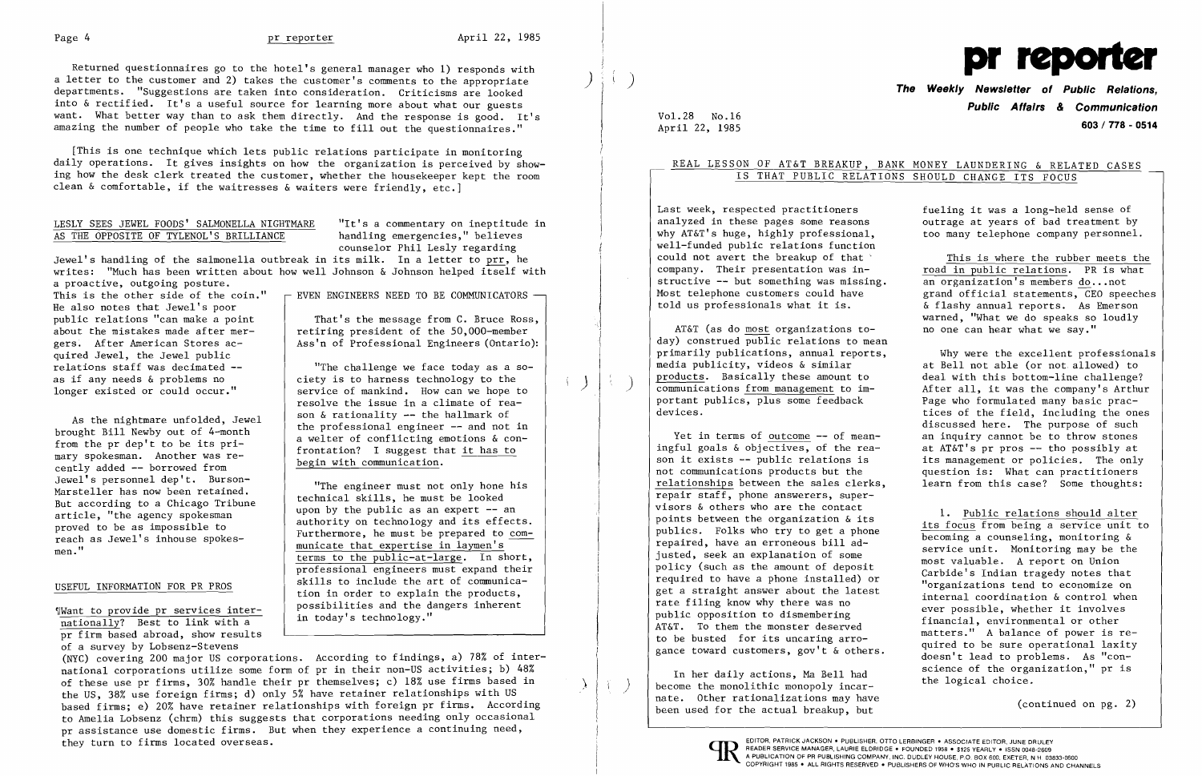Returned questionnaires go to the hotel's general manager who 1) responds with a letter to the customer and 2) takes the customer's comments to the appropriate departments. "Suggestions are taken into consideration. Criticisms are looked into & rectified. It's a useful source for learning more about what our guests want. What better way than to ask them directly. And the response is good. It's amazing the number of people who take the time to fill out the questionnaires."

[This is one technique which lets public relations participate in monitoring daily operations. It gives insights on how the organization is perceived by showing how the desk clerk treated the customer, whether the housekeeper kept the room clean & comfortable, if the waitresses & waiters were friendly, etc.]

## LESLY SEES JEWEL FOODS' SALMONELLA NIGHTMARE AS THE OPPOSITE OF TYLENOL'S BRILLIANCE

"It's a commentary on ineptitude in handling emergencies," believes counselor Phil Lesly regarding Jewel's handling of the salmonella outbreak in its milk. In a letter to prr, he writes: "Much has been written about how well Johnson & Johnson helped itself with a proactive, outgoing posture. This is the other side of the coin." He also notes that Jewel's poor public relations "can make a point about the mistakes made after mergers. After American Stores acquired Jewel, the Jewel public relations staff was decimated -- as if any needs & problems no longer existed or could occur."

As the nightmare unfolded, Jewel brought Bill Newby out of 4-month retirement from the pr dep't to be its primary spokesman. Another was recently added -- borrowed from Jewel's personnel dep't. Burson-Marsteller has now been retained. But according to a Chicago Tribune article, "the agency spokesman proved to be as impossible to reach as Jewel's inhouse spokesmen."

## EVEN ENGINEERS NEED TO BE COMMUNICATORS

That's the message from C. Bruce Ross, retiring president of the 50,000-member Ass'n of Professional Engineers (Ontario):

"The challenge we face today as a society is to harness technology to the service of mankind. How can we hope to resolve the issue in a climate of reason & rationality -- the hallmark of the professional engineer -- and not in a welter of conflicting emotions & confrontation? I suggest that it has to begin with communication.

"The engineer must not only hone his technical skills, he must be looked upon by the public as an expert -- an authority on technology and its effects. Furthermore, he must be prepared to communicate that expertise in laymen's terms to the public-at-large. In short, professional engineers must expand their skills to include the art of communication in order to explain the products, possibilities and the dangers inherent in today's technology."

## USEFUL INFORMATION FOR PR PROS

¶Want to provide pr services internationally? Best to link with a pr firm based abroad, show results of a survey by Lobsenz-Stevens (NYC) covering 200 major US corporations. According to findings, a) 78% of international corporations utilize some form of pr in their non-US activities; b) 48% of these use pr firms, 30% handle their pr themselves; c) 18% use firms based in the US, 38% use foreign firms; d) only 5% have retainer relationships with US based firms; e) 20% have retainer relationships with foreign pr firms. According to Amelia Lobsenz (chrm) this suggests that corporations needing only occasional pr assistance use domestic firms. But when they experience a continuing need, they turn to firms located overseas.

---

# pr reporter

**The Weekly Newsletter of Public Relations, Public Affairs & Communication**

Vol.28 No.16
April 22, 1985

603 / 778 - 0514

## REAL LESSON OF AT&T BREAKUP, BANK MONEY LAUNDERING & RELATED CASES IS THAT PUBLIC RELATIONS SHOULD CHANGE ITS FOCUS

Last week, respected practitioners analyzed in these pages some reasons why AT&T's huge, highly professional, well-funded public relations function could not avert the breakup of that company. Their presentation was instructive -- but something was missing. Most telephone customers could have told us professionals what it is.

AT&T (as do most organizations today) construed public relations to mean primarily publications, annual reports, media publicity, videos & similar products. Basically these amount to communications from management to important publics, plus some feedback devices.

Yet in terms of outcome -- of meaningful goals & objectives, of the reason it exists -- public relations is not communications products but the relationships between the sales clerks, repair staff, phone answerers, supervisors & others who are the contact points between the organization & its publics. Folks who try to get a phone repaired, have an erroneous bill adjusted, seek an explanation of some policy (such as the amount of deposit required to have a phone installed) or get a straight answer about the latest rate filing know why there was no public opposition to dismembering AT&T. To them the monster deserved to be busted for its uncaring arrogance toward customers, gov't & others.

In her daily actions, Ma Bell had become the monolithic monopoly incarnate. Other rationalizations may have been used for the actual breakup, but fueling it was a long-held sense of outrage at years of bad treatment by too many telephone company personnel.

This is where the rubber meets the road in public relations. PR is what an organization's members do...not grand official statements, CEO speeches & flashy annual reports. As Emerson warned, "What we do speaks so loudly no one can hear what we say."

Why were the excellent professionals at Bell not able (or not allowed) to deal with this bottom-line challenge? After all, it was the company's Arthur Page who formulated many basic practices of the field, including the ones discussed here. The purpose of such an inquiry cannot be to throw stones at AT&T's pr pros -- tho possibly at its management or policies. The only question is: What can practitioners learn from this case? Some thoughts:

1. Public relations should alter its focus from being a service unit to becoming a counseling, monitoring & service unit. Monitoring may be the most valuable. A report on Union Carbide's Indian tragedy notes that "organizations tend to economize on internal coordination & control when ever possible, whether it involves financial, environmental or other matters." A balance of power is required to be sure operational laxity doesn't lead to problems. As "conscience of the organization," pr is the logical choice.

(continued on pg. 2)

EDITOR, PATRICK JACKSON • PUBLISHER, OTTO LERBINGER • ASSOCIATE EDITOR, JUNE DRULEY
READER SERVICE MANAGER, LAURIE ELDRIDGE • FOUNDED 1958 • $125 YEARLY • ISSN 0048-2609
A PUBLICATION OF PR PUBLISHING COMPANY, INC. DUDLEY HOUSE, P.O. BOX 600, EXETER, N.H. 03833-0600
COPYRIGHT 1985 • ALL RIGHTS RESERVED • PUBLISHERS OF WHO'S WHO IN PUBLIC RELATIONS AND CHANNELS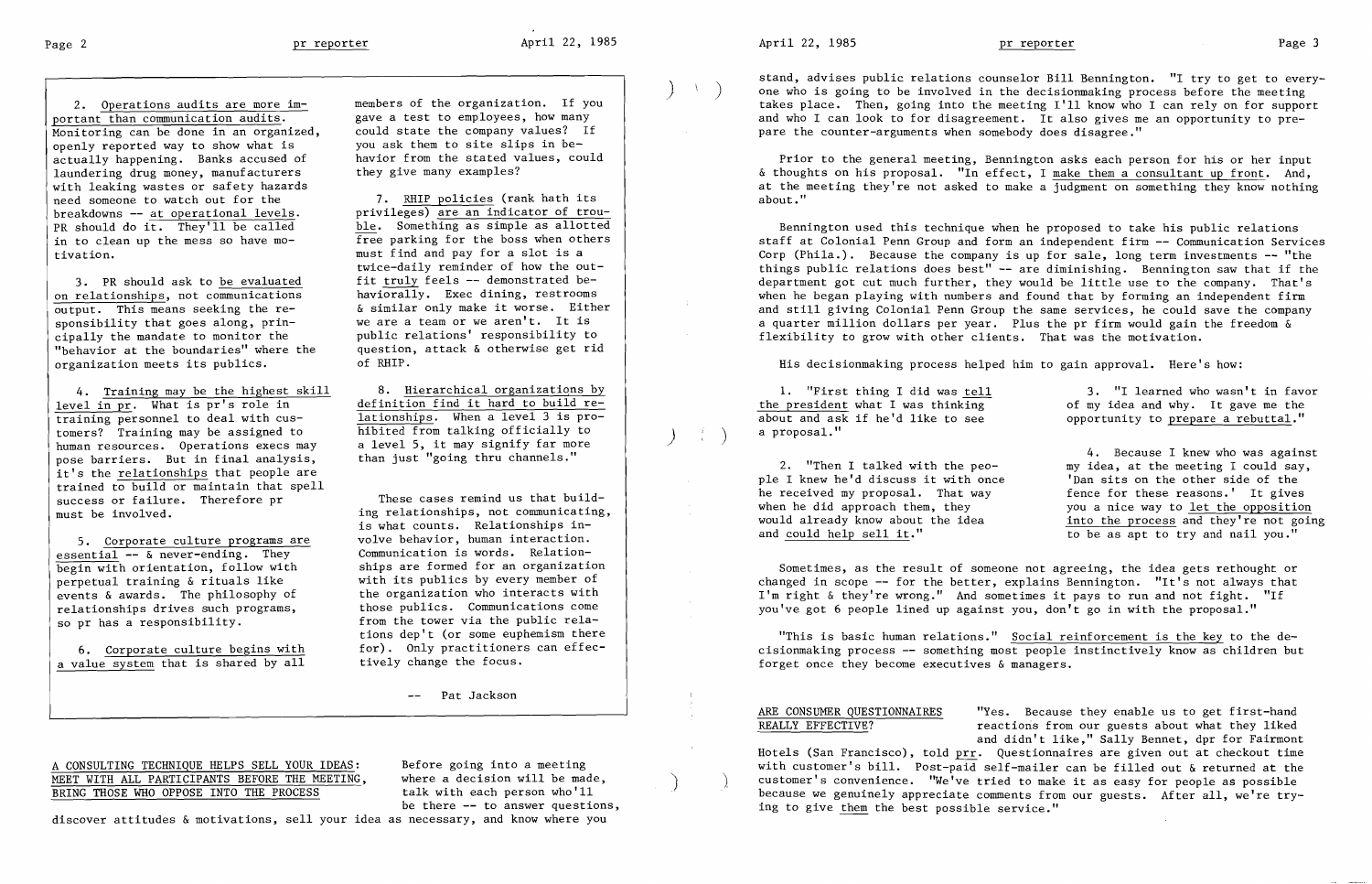2. Operations audits are more important than communication audits. Monitoring can be done in an organized, openly reported way to show what is actually happening. Banks accused of laundering drug money, manufacturers with leaking wastes or safety hazards need someone to watch out for the breakdowns -- at operational levels. PR should do it. They'll be called in to clean up the mess so have motivation.

3. PR should ask to be evaluated on relationships, not communications output. This means seeking the responsibility that goes along, principally the mandate to monitor the "behavior at the boundaries" where the organization meets its publics.

4. Training may be the highest skill level in pr. What is pr's role in training personnel to deal with customers? Training may be assigned to human resources. Operations execs may pose barriers. But in final analysis, it's the relationships that people are trained to build or maintain that spell success or failure. Therefore pr must be involved.

5. Corporate culture programs are essential -- & never-ending. They begin with orientation, follow with perpetual training & rituals like events & awards. The philosophy of relationships drives such programs, so pr has a responsibility.

6. Corporate culture begins with a value system that is shared by all members of the organization. If you gave a test to employees, how many could state the company values? If you ask them to site slips in behavior from the stated values, could they give many examples?

7. RHIP policies (rank hath its privileges) are an indicator of trouble. Something as simple as allotted free parking for the boss when others must find and pay for a slot is a twice-daily reminder of how the outfit truly feels -- demonstrated behaviorally. Exec dining, restrooms & similar only make it worse. Either we are a team or we aren't. It is public relations' responsibility to question, attack & otherwise get rid of RHIP.

8. Hierarchical organizations by definition find it hard to build relationships. When a level 3 is prohibited from talking officially to a level 5, it may signify far more than just "going thru channels."

These cases remind us that building relationships, not communicating, is what counts. Relationships involve behavior, human interaction. Communication is words. Relationships are formed for an organization with its publics by every member of the organization who interacts with those publics. Communications come from the tower via the public relations dep't (or some euphemism there for). Only practitioners can effectively change the focus.

-- Pat Jackson

## A CONSULTING TECHNIQUE HELPS SELL YOUR IDEAS: MEET WITH ALL PARTICIPANTS BEFORE THE MEETING, BRING THOSE WHO OPPOSE INTO THE PROCESS

Before going into a meeting where a decision will be made, talk with each person who'll be there -- to answer questions, discover attitudes & motivations, sell your idea as necessary, and know where you stand, advises public relations counselor Bill Bennington. "I try to get to everyone who is going to be involved in the decisionmaking process before the meeting takes place. Then, going into the meeting I'll know who I can rely on for support and who I can look to for disagreement. It also gives me an opportunity to prepare the counter-arguments when somebody does disagree."

Prior to the general meeting, Bennington asks each person for his or her input & thoughts on his proposal. "In effect, I make them a consultant up front. And, at the meeting they're not asked to make a judgment on something they know nothing about."

Bennington used this technique when he proposed to take his public relations staff at Colonial Penn Group and form an independent firm -- Communication Services Corp (Phila.). Because the company is up for sale, long term investments -- "the things public relations does best" -- are diminishing. Bennington saw that if the department got cut much further, they would be little use to the company. That's when he began playing with numbers and found that by forming an independent firm and still giving Colonial Penn Group the same services, he could save the company a quarter million dollars per year. Plus the pr firm would gain the freedom & flexibility to grow with other clients. That was the motivation.

His decisionmaking process helped him to gain approval. Here's how:

1. "First thing I did was tell the president what I was thinking about and ask if he'd like to see a proposal."

2. "Then I talked with the people I knew he'd discuss it with once he received my proposal. That way when he did approach them, they would already know about the idea and could help sell it."

3. "I learned who wasn't in favor of my idea and why. It gave me the opportunity to prepare a rebuttal."

4. Because I knew who was against my idea, at the meeting I could say, 'Dan sits on the other side of the fence for these reasons.' It gives you a nice way to let the opposition into the process and they're not going to be as apt to try and nail you."

Sometimes, as the result of someone not agreeing, the idea gets rethought or changed in scope -- for the better, explains Bennington. "It's not always that I'm right & they're wrong." And sometimes it pays to run and not fight. "If you've got 6 people lined up against you, don't go in with the proposal."

"This is basic human relations." Social reinforcement is the key to the decisionmaking process -- something most people instinctively know as children but forget once they become executives & managers.

## ARE CONSUMER QUESTIONNAIRES REALLY EFFECTIVE?

"Yes. Because they enable us to get first-hand reactions from our guests about what they liked and didn't like," Sally Bennet, dpr for Fairmont Hotels (San Francisco), told prr. Questionnaires are given out at checkout time with customer's bill. Post-paid self-mailer can be filled out & returned at the customer's convenience. "We've tried to make it as easy for people as possible because we genuinely appreciate comments from our guests. After all, we're trying to give them the best possible service."